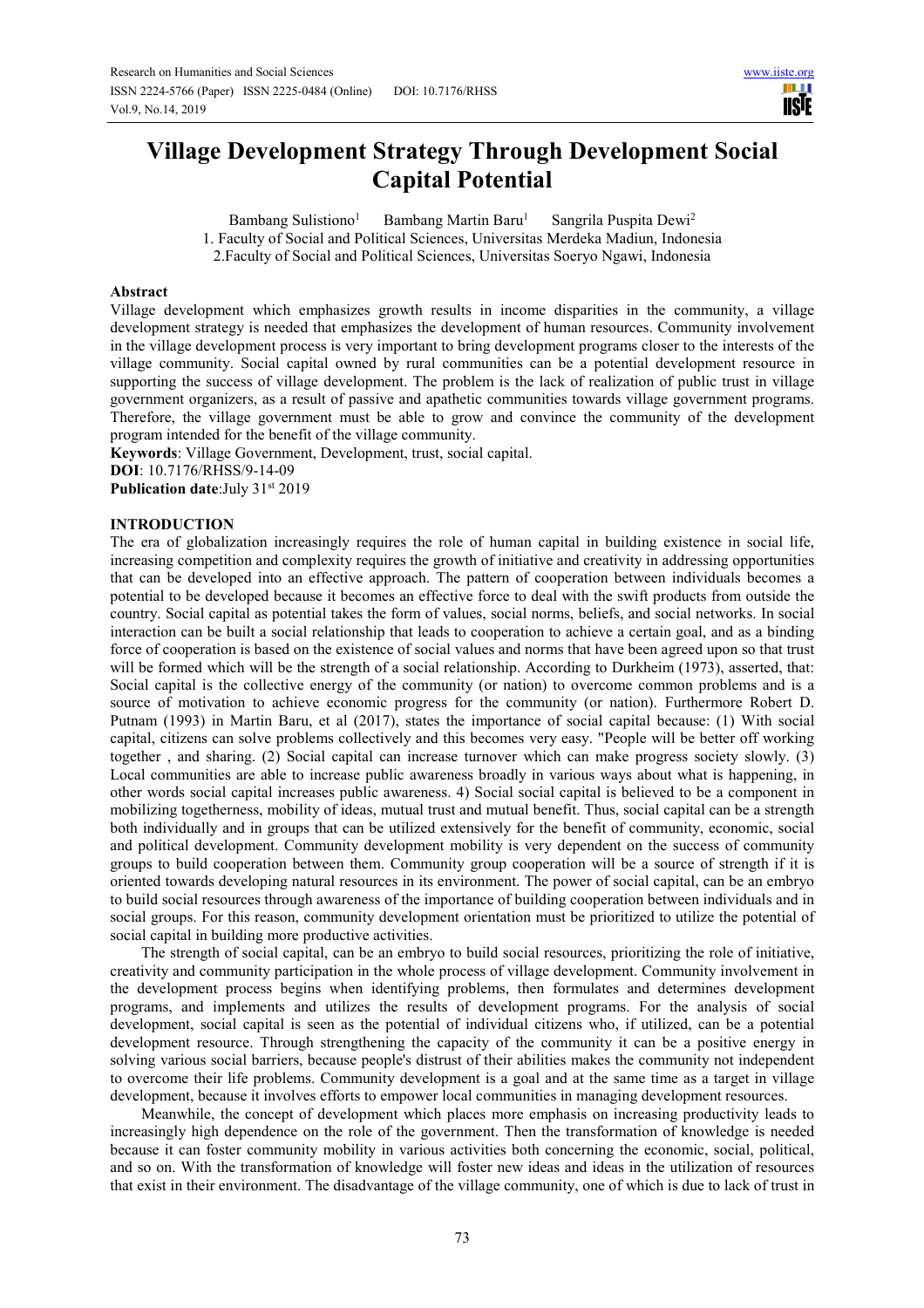# Village Development Strategy Through Development Social Capital Potential

Bambang Sulistiono[1] Bambang Martin Baru[1] Sangrila Puspita Dewi[2]

1. Faculty of Social and Political Sciences, Universitas Merdeka Madiun, Indonesia
2. Faculty of Social and Political Sciences, Universitas Soeryo Ngawi, Indonesia

## Abstract

Village development which emphasizes growth results in income disparities in the community, a village development strategy is needed that emphasizes the development of human resources. Community involvement in the village development process is very important to bring development programs closer to the interests of the village community. Social capital owned by rural communities can be a potential development resource in supporting the success of village development. The problem is the lack of realization of public trust in village government organizers, as a result of passive and apathetic communities towards village government programs. Therefore, the village government must be able to grow and convince the community of the development program intended for the benefit of the village community.

**Keywords**: Village Government, Development, trust, social capital.

**DOI**: 10.7176/RHSS/9-14-09

**Publication date**:July 31st 2019

## INTRODUCTION

The era of globalization increasingly requires the role of human capital in building existence in social life, increasing competition and complexity requires the growth of initiative and creativity in addressing opportunities that can be developed into an effective approach. The pattern of cooperation between individuals becomes a potential to be developed because it becomes an effective force to deal with the swift products from outside the country. Social capital as potential takes the form of values, social norms, beliefs, and social networks. In social interaction can be built a social relationship that leads to cooperation to achieve a certain goal, and as a binding force of cooperation is based on the existence of social values and norms that have been agreed upon so that trust will be formed which will be the strength of a social relationship. According to Durkheim (1973), asserted, that: Social capital is the collective energy of the community (or nation) to overcome common problems and is a source of motivation to achieve economic progress for the community (or nation). Furthermore Robert D. Putnam (1993) in Martin Baru, et al (2017), states the importance of social capital because: (1) With social capital, citizens can solve problems collectively and this becomes very easy. "People will be better off working together , and sharing. (2) Social capital can increase turnover which can make progress society slowly. (3) Local communities are able to increase public awareness broadly in various ways about what is happening, in other words social capital increases public awareness. 4) Social social capital is believed to be a component in mobilizing togetherness, mobility of ideas, mutual trust and mutual benefit. Thus, social capital can be a strength both individually and in groups that can be utilized extensively for the benefit of community, economic, social and political development. Community development mobility is very dependent on the success of community groups to build cooperation between them. Community group cooperation will be a source of strength if it is oriented towards developing natural resources in its environment. The power of social capital, can be an embryo to build social resources through awareness of the importance of building cooperation between individuals and in social groups. For this reason, community development orientation must be prioritized to utilize the potential of social capital in building more productive activities.

The strength of social capital, can be an embryo to build social resources, prioritizing the role of initiative, creativity and community participation in the whole process of village development. Community involvement in the development process begins when identifying problems, then formulates and determines development programs, and implements and utilizes the results of development programs. For the analysis of social development, social capital is seen as the potential of individual citizens who, if utilized, can be a potential development resource. Through strengthening the capacity of the community it can be a positive energy in solving various social barriers, because people's distrust of their abilities makes the community not independent to overcome their life problems. Community development is a goal and at the same time as a target in village development, because it involves efforts to empower local communities in managing development resources.

Meanwhile, the concept of development which places more emphasis on increasing productivity leads to increasingly high dependence on the role of the government. Then the transformation of knowledge is needed because it can foster community mobility in various activities both concerning the economic, social, political, and so on. With the transformation of knowledge will foster new ideas and ideas in the utilization of resources that exist in their environment. The disadvantage of the village community, one of which is due to lack of trust in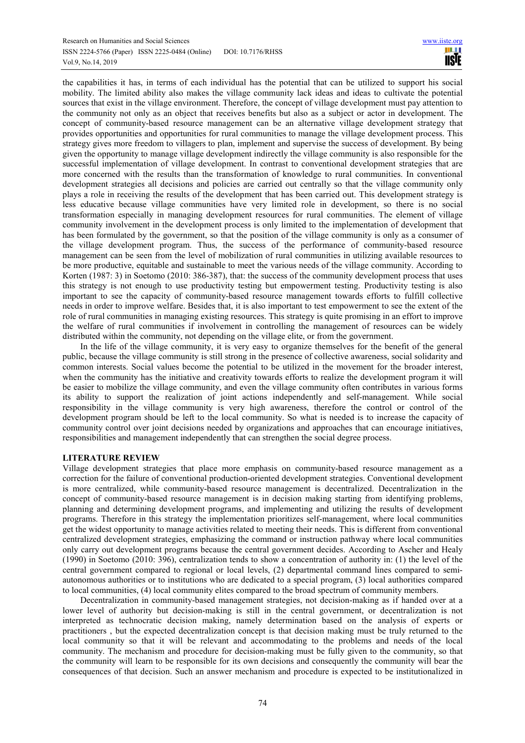the capabilities it has, in terms of each individual has the potential that can be utilized to support his social mobility. The limited ability also makes the village community lack ideas and ideas to cultivate the potential sources that exist in the village environment. Therefore, the concept of village development must pay attention to the community not only as an object that receives benefits but also as a subject or actor in development. The concept of community-based resource management can be an alternative village development strategy that provides opportunities and opportunities for rural communities to manage the village development process. This strategy gives more freedom to villagers to plan, implement and supervise the success of development. By being given the opportunity to manage village development indirectly the village community is also responsible for the successful implementation of village development. In contrast to conventional development strategies that are more concerned with the results than the transformation of knowledge to rural communities. In conventional development strategies all decisions and policies are carried out centrally so that the village community only plays a role in receiving the results of the development that has been carried out. This development strategy is less educative because village communities have very limited role in development, so there is no social transformation especially in managing development resources for rural communities. The element of village community involvement in the development process is only limited to the implementation of development that has been formulated by the government, so that the position of the village community is only as a consumer of the village development program. Thus, the success of the performance of community-based resource management can be seen from the level of mobilization of rural communities in utilizing available resources to be more productive, equitable and sustainable to meet the various needs of the village community. According to Korten (1987: 3) in Soetomo (2010: 386-387), that: the success of the community development process that uses this strategy is not enough to use productivity testing but empowerment testing. Productivity testing is also important to see the capacity of community-based resource management towards efforts to fulfill collective needs in order to improve welfare. Besides that, it is also important to test empowerment to see the extent of the role of rural communities in managing existing resources. This strategy is quite promising in an effort to improve the welfare of rural communities if involvement in controlling the management of resources can be widely distributed within the community, not depending on the village elite, or from the government.

In the life of the village community, it is very easy to organize themselves for the benefit of the general public, because the village community is still strong in the presence of collective awareness, social solidarity and common interests. Social values become the potential to be utilized in the movement for the broader interest, when the community has the initiative and creativity towards efforts to realize the development program it will be easier to mobilize the village community, and even the village community often contributes in various forms its ability to support the realization of joint actions independently and self-management. While social responsibility in the village community is very high awareness, therefore the control or control of the development program should be left to the local community. So what is needed is to increase the capacity of community control over joint decisions needed by organizations and approaches that can encourage initiatives, responsibilities and management independently that can strengthen the social degree process.

## LITERATURE REVIEW

Village development strategies that place more emphasis on community-based resource management as a correction for the failure of conventional production-oriented development strategies. Conventional development is more centralized, while community-based resource management is decentralized. Decentralization in the concept of community-based resource management is in decision making starting from identifying problems, planning and determining development programs, and implementing and utilizing the results of development programs. Therefore in this strategy the implementation prioritizes self-management, where local communities get the widest opportunity to manage activities related to meeting their needs. This is different from conventional centralized development strategies, emphasizing the command or instruction pathway where local communities only carry out development programs because the central government decides. According to Ascher and Healy (1990) in Soetomo (2010: 396), centralization tends to show a concentration of authority in: (1) the level of the central government compared to regional or local levels, (2) departmental command lines compared to semi-autonomous authorities or to institutions who are dedicated to a special program, (3) local authorities compared to local communities, (4) local community elites compared to the broad spectrum of community members.

Decentralization in community-based management strategies, not decision-making as if handed over at a lower level of authority but decision-making is still in the central government, or decentralization is not interpreted as technocratic decision making, namely determination based on the analysis of experts or practitioners , but the expected decentralization concept is that decision making must be truly returned to the local community so that it will be relevant and accommodating to the problems and needs of the local community. The mechanism and procedure for decision-making must be fully given to the community, so that the community will learn to be responsible for its own decisions and consequently the community will bear the consequences of that decision. Such an answer mechanism and procedure is expected to be institutionalized in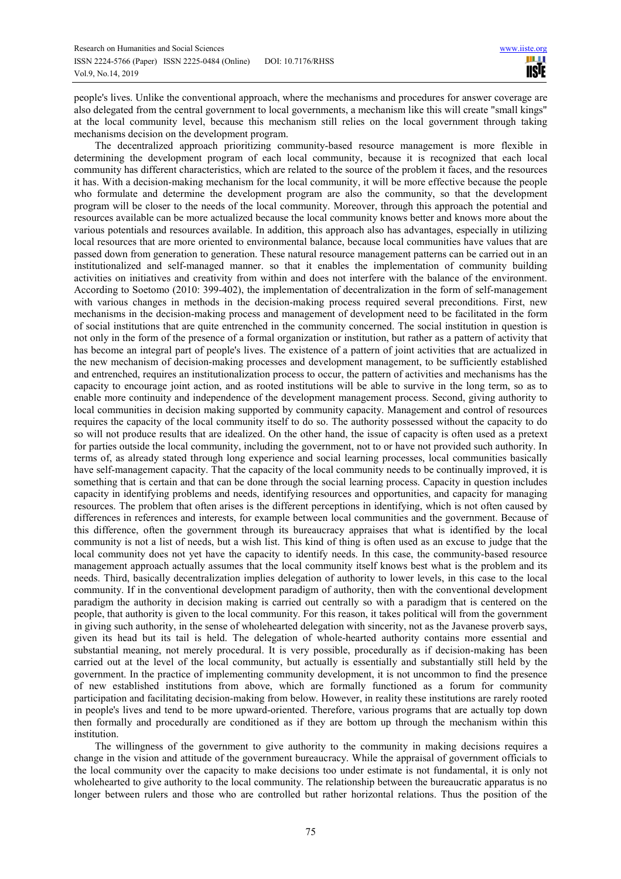people's lives. Unlike the conventional approach, where the mechanisms and procedures for answer coverage are also delegated from the central government to local governments, a mechanism like this will create "small kings" at the local community level, because this mechanism still relies on the local government through taking mechanisms decision on the development program.

The decentralized approach prioritizing community-based resource management is more flexible in determining the development program of each local community, because it is recognized that each local community has different characteristics, which are related to the source of the problem it faces, and the resources it has. With a decision-making mechanism for the local community, it will be more effective because the people who formulate and determine the development program are also the community, so that the development program will be closer to the needs of the local community. Moreover, through this approach the potential and resources available can be more actualized because the local community knows better and knows more about the various potentials and resources available. In addition, this approach also has advantages, especially in utilizing local resources that are more oriented to environmental balance, because local communities have values that are passed down from generation to generation. These natural resource management patterns can be carried out in an institutionalized and self-managed manner. so that it enables the implementation of community building activities on initiatives and creativity from within and does not interfere with the balance of the environment. According to Soetomo (2010: 399-402), the implementation of decentralization in the form of self-management with various changes in methods in the decision-making process required several preconditions. First, new mechanisms in the decision-making process and management of development need to be facilitated in the form of social institutions that are quite entrenched in the community concerned. The social institution in question is not only in the form of the presence of a formal organization or institution, but rather as a pattern of activity that has become an integral part of people's lives. The existence of a pattern of joint activities that are actualized in the new mechanism of decision-making processes and development management, to be sufficiently established and entrenched, requires an institutionalization process to occur, the pattern of activities and mechanisms has the capacity to encourage joint action, and as rooted institutions will be able to survive in the long term, so as to enable more continuity and independence of the development management process. Second, giving authority to local communities in decision making supported by community capacity. Management and control of resources requires the capacity of the local community itself to do so. The authority possessed without the capacity to do so will not produce results that are idealized. On the other hand, the issue of capacity is often used as a pretext for parties outside the local community, including the government, not to or have not provided such authority. In terms of, as already stated through long experience and social learning processes, local communities basically have self-management capacity. That the capacity of the local community needs to be continually improved, it is something that is certain and that can be done through the social learning process. Capacity in question includes capacity in identifying problems and needs, identifying resources and opportunities, and capacity for managing resources. The problem that often arises is the different perceptions in identifying, which is not often caused by differences in references and interests, for example between local communities and the government. Because of this difference, often the government through its bureaucracy appraises that what is identified by the local community is not a list of needs, but a wish list. This kind of thing is often used as an excuse to judge that the local community does not yet have the capacity to identify needs. In this case, the community-based resource management approach actually assumes that the local community itself knows best what is the problem and its needs. Third, basically decentralization implies delegation of authority to lower levels, in this case to the local community. If in the conventional development paradigm of authority, then with the conventional development paradigm the authority in decision making is carried out centrally so with a paradigm that is centered on the people, that authority is given to the local community. For this reason, it takes political will from the government in giving such authority, in the sense of wholehearted delegation with sincerity, not as the Javanese proverb says, given its head but its tail is held. The delegation of whole-hearted authority contains more essential and substantial meaning, not merely procedural. It is very possible, procedurally as if decision-making has been carried out at the level of the local community, but actually is essentially and substantially still held by the government. In the practice of implementing community development, it is not uncommon to find the presence of new established institutions from above, which are formally functioned as a forum for community participation and facilitating decision-making from below. However, in reality these institutions are rarely rooted in people's lives and tend to be more upward-oriented. Therefore, various programs that are actually top down then formally and procedurally are conditioned as if they are bottom up through the mechanism within this institution.

The willingness of the government to give authority to the community in making decisions requires a change in the vision and attitude of the government bureaucracy. While the appraisal of government officials to the local community over the capacity to make decisions too under estimate is not fundamental, it is only not wholehearted to give authority to the local community. The relationship between the bureaucratic apparatus is no longer between rulers and those who are controlled but rather horizontal relations. Thus the position of the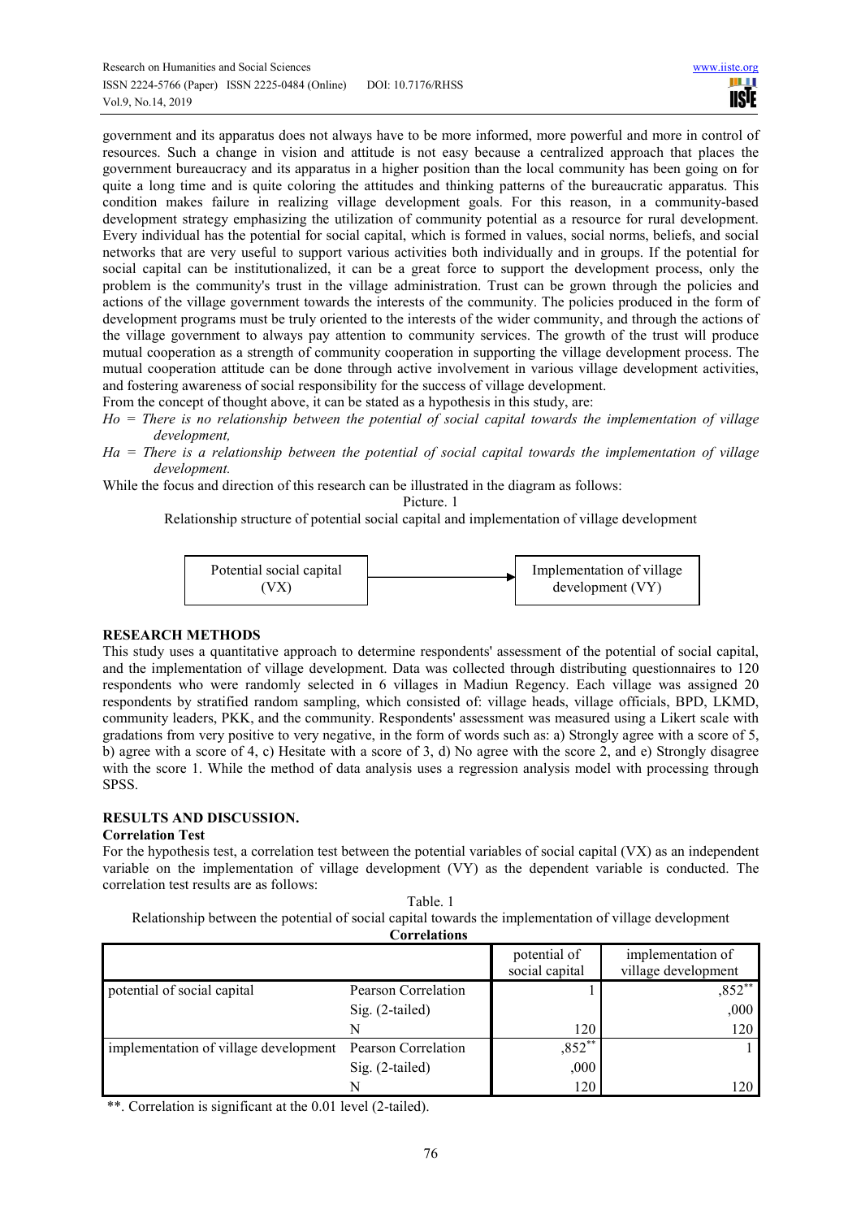government and its apparatus does not always have to be more informed, more powerful and more in control of resources. Such a change in vision and attitude is not easy because a centralized approach that places the government bureaucracy and its apparatus in a higher position than the local community has been going on for quite a long time and is quite coloring the attitudes and thinking patterns of the bureaucratic apparatus. This condition makes failure in realizing village development goals. For this reason, in a community-based development strategy emphasizing the utilization of community potential as a resource for rural development. Every individual has the potential for social capital, which is formed in values, social norms, beliefs, and social networks that are very useful to support various activities both individually and in groups. If the potential for social capital can be institutionalized, it can be a great force to support the development process, only the problem is the community's trust in the village administration. Trust can be grown through the policies and actions of the village government towards the interests of the community. The policies produced in the form of development programs must be truly oriented to the interests of the wider community, and through the actions of the village government to always pay attention to community services. The growth of the trust will produce mutual cooperation as a strength of community cooperation in supporting the village development process. The mutual cooperation attitude can be done through active involvement in various village development activities, and fostering awareness of social responsibility for the success of village development.

From the concept of thought above, it can be stated as a hypothesis in this study, are:

*Ho = There is no relationship between the potential of social capital towards the implementation of village development,*

*Ha = There is a relationship between the potential of social capital towards the implementation of village development.*

While the focus and direction of this research can be illustrated in the diagram as follows:

Picture. 1

Relationship structure of potential social capital and implementation of village development

Potential social capital (VX) → Implementation of village development (VY)

## RESEARCH METHODS

This study uses a quantitative approach to determine respondents' assessment of the potential of social capital, and the implementation of village development. Data was collected through distributing questionnaires to 120 respondents who were randomly selected in 6 villages in Madiun Regency. Each village was assigned 20 respondents by stratified random sampling, which consisted of: village heads, village officials, BPD, LKMD, community leaders, PKK, and the community. Respondents' assessment was measured using a Likert scale with gradations from very positive to very negative, in the form of words such as: a) Strongly agree with a score of 5, b) agree with a score of 4, c) Hesitate with a score of 3, d) No agree with the score 2, and e) Strongly disagree with the score 1. While the method of data analysis uses a regression analysis model with processing through SPSS.

## RESULTS AND DISCUSSION.

### Correlation Test

For the hypothesis test, a correlation test between the potential variables of social capital (VX) as an independent variable on the implementation of village development (VY) as the dependent variable is conducted. The correlation test results are as follows:

Table. 1

Relationship between the potential of social capital towards the implementation of village development

**Correlations**

| | | potential of social capital | implementation of village development |
|---|---|---|---|
| potential of social capital | Pearson Correlation | 1 | ,852** |
| | Sig. (2-tailed) | | ,000 |
| | N | 120 | 120 |
| implementation of village development | Pearson Correlation | ,852** | 1 |
| | Sig. (2-tailed) | ,000 | |
| | N | 120 | 120 |

**. Correlation is significant at the 0.01 level (2-tailed).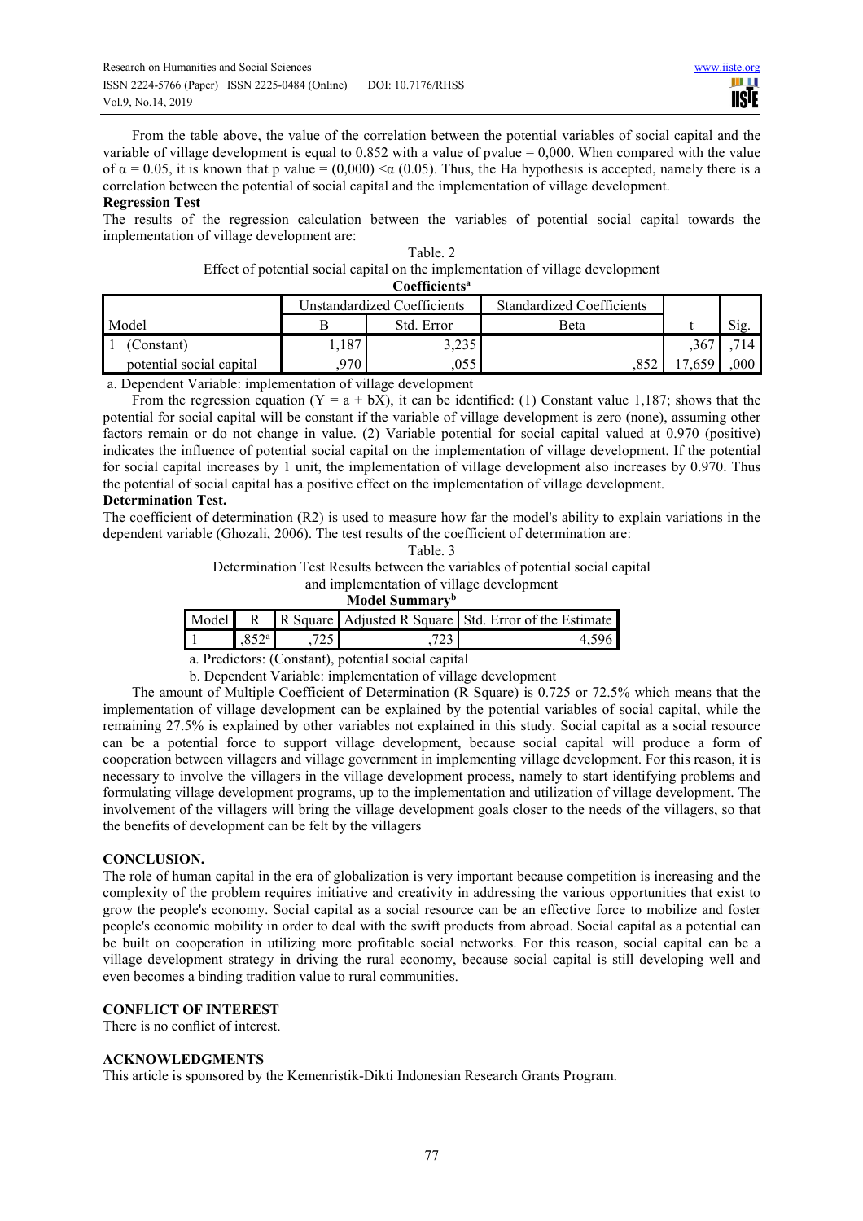From the table above, the value of the correlation between the potential variables of social capital and the variable of village development is equal to 0.852 with a value of pvalue = 0,000. When compared with the value of $\alpha = 0.05$, it is known that p value = (0,000) $< \alpha$ (0.05). Thus, the Ha hypothesis is accepted, namely there is a correlation between the potential of social capital and the implementation of village development.

**Regression Test**

The results of the regression calculation between the variables of potential social capital towards the implementation of village development are:

Table. 2

Effect of potential social capital on the implementation of village development

**Coefficients**[a]

| Model | Unstandardized Coefficients | | Standardized Coefficients | t | Sig. |
|---|---|---|---|---|---|
| | B | Std. Error | Beta | | |
| 1 (Constant) | 1,187 | 3,235 | | ,367 | ,714 |
| potential social capital | ,970 | ,055 | ,852 | 17,659 | ,000 |

a. Dependent Variable: implementation of village development

From the regression equation ($Y = a + bX$), it can be identified: (1) Constant value 1,187; shows that the potential for social capital will be constant if the variable of village development is zero (none), assuming other factors remain or do not change in value. (2) Variable potential for social capital valued at 0.970 (positive) indicates the influence of potential social capital on the implementation of village development. If the potential for social capital increases by 1 unit, the implementation of village development also increases by 0.970. Thus the potential of social capital has a positive effect on the implementation of village development.

**Determination Test.**

The coefficient of determination (R2) is used to measure how far the model's ability to explain variations in the dependent variable (Ghozali, 2006). The test results of the coefficient of determination are:

Table. 3

Determination Test Results between the variables of potential social capital and implementation of village development

**Model Summary**[b]

| Model | R | R Square | Adjusted R Square | Std. Error of the Estimate |
|---|---|---|---|---|
| 1 | ,852[a] | ,725 | ,723 | 4,596 |

a. Predictors: (Constant), potential social capital

b. Dependent Variable: implementation of village development

The amount of Multiple Coefficient of Determination (R Square) is 0.725 or 72.5% which means that the implementation of village development can be explained by the potential variables of social capital, while the remaining 27.5% is explained by other variables not explained in this study. Social capital as a social resource can be a potential force to support village development, because social capital will produce a form of cooperation between villagers and village government in implementing village development. For this reason, it is necessary to involve the villagers in the village development process, namely to start identifying problems and formulating village development programs, up to the implementation and utilization of village development. The involvement of the villagers will bring the village development goals closer to the needs of the villagers, so that the benefits of development can be felt by the villagers

## CONCLUSION.

The role of human capital in the era of globalization is very important because competition is increasing and the complexity of the problem requires initiative and creativity in addressing the various opportunities that exist to grow the people's economy. Social capital as a social resource can be an effective force to mobilize and foster people's economic mobility in order to deal with the swift products from abroad. Social capital as a potential can be built on cooperation in utilizing more profitable social networks. For this reason, social capital can be a village development strategy in driving the rural economy, because social capital is still developing well and even becomes a binding tradition value to rural communities.

## CONFLICT OF INTEREST

There is no conflict of interest.

## ACKNOWLEDGMENTS

This article is sponsored by the Kemenristik-Dikti Indonesian Research Grants Program.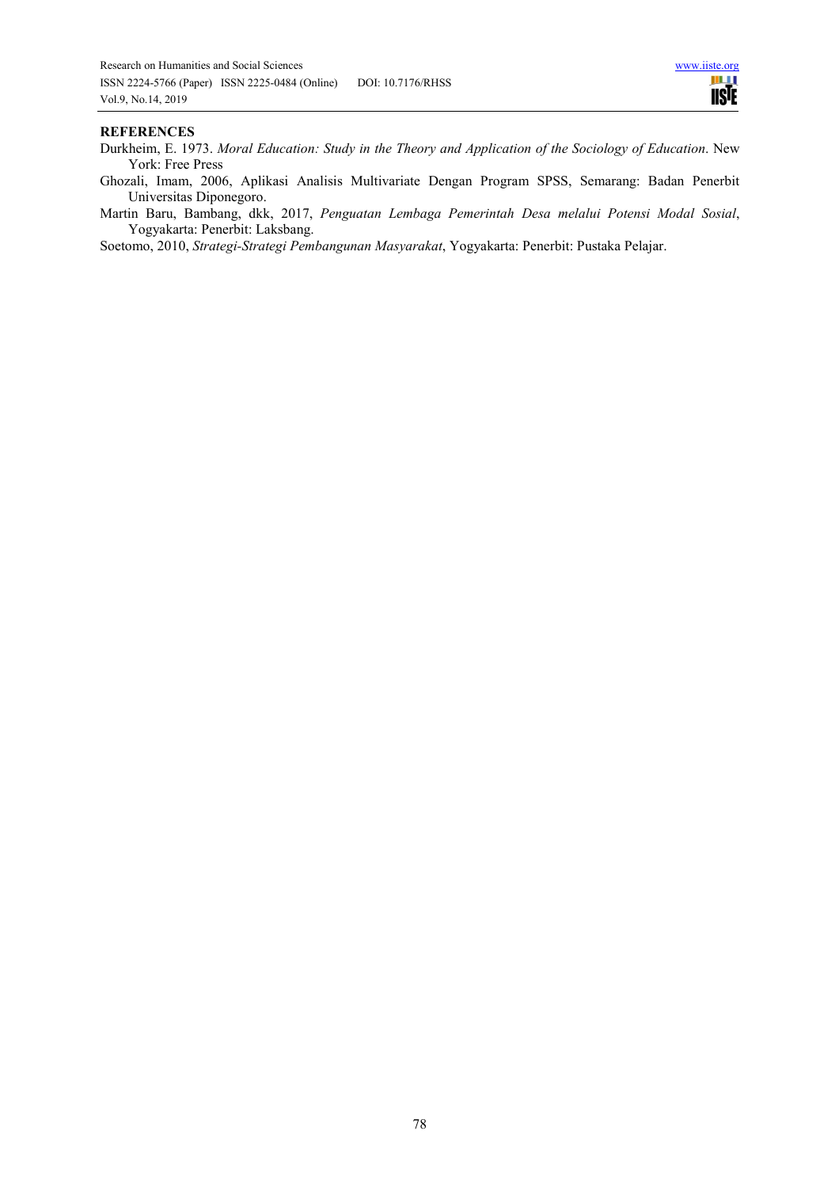## REFERENCES

Durkheim, E. 1973. *Moral Education: Study in the Theory and Application of the Sociology of Education*. New York: Free Press

Ghozali, Imam, 2006, Aplikasi Analisis Multivariate Dengan Program SPSS, Semarang: Badan Penerbit Universitas Diponegoro.

Martin Baru, Bambang, dkk, 2017, *Penguatan Lembaga Pemerintah Desa melalui Potensi Modal Sosial*, Yogyakarta: Penerbit: Laksbang.

Soetomo, 2010, *Strategi-Strategi Pembangunan Masyarakat*, Yogyakarta: Penerbit: Pustaka Pelajar.